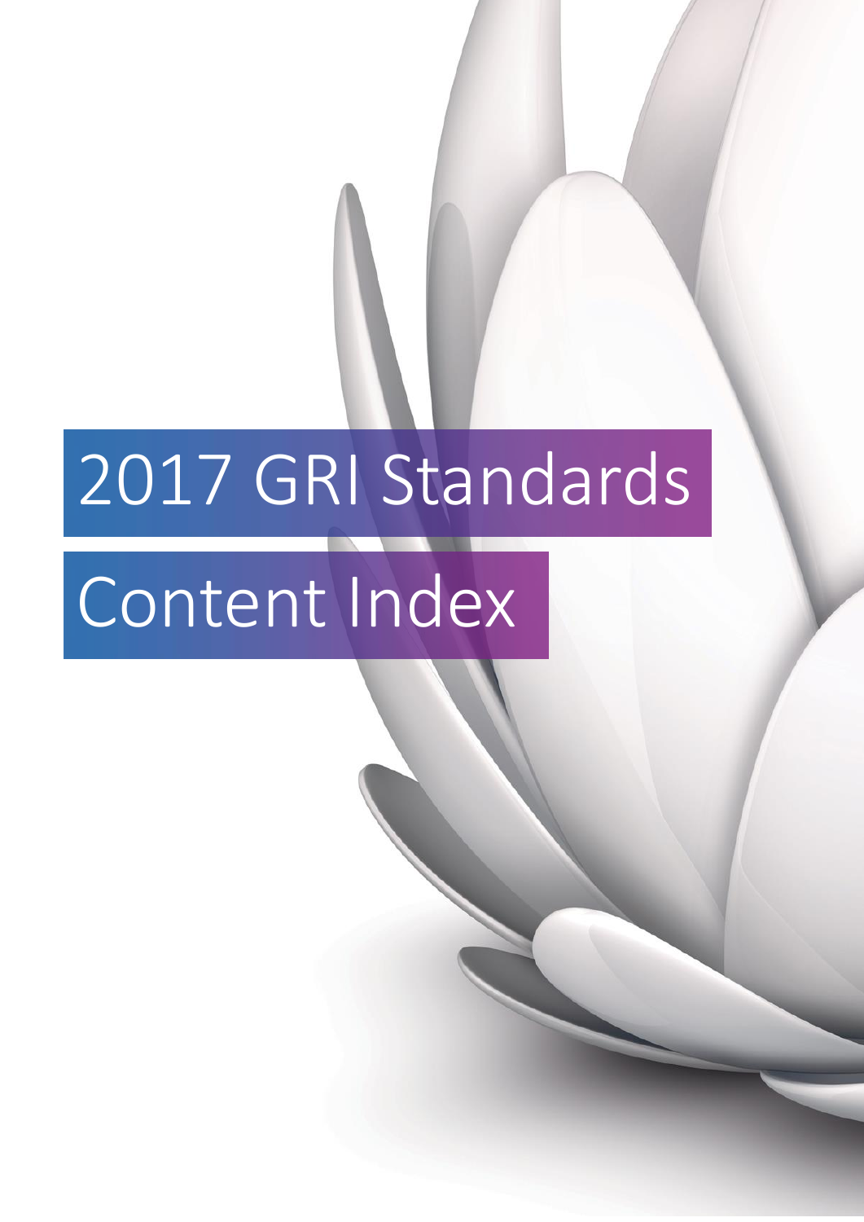# 2017 GRI Standards

# Content Index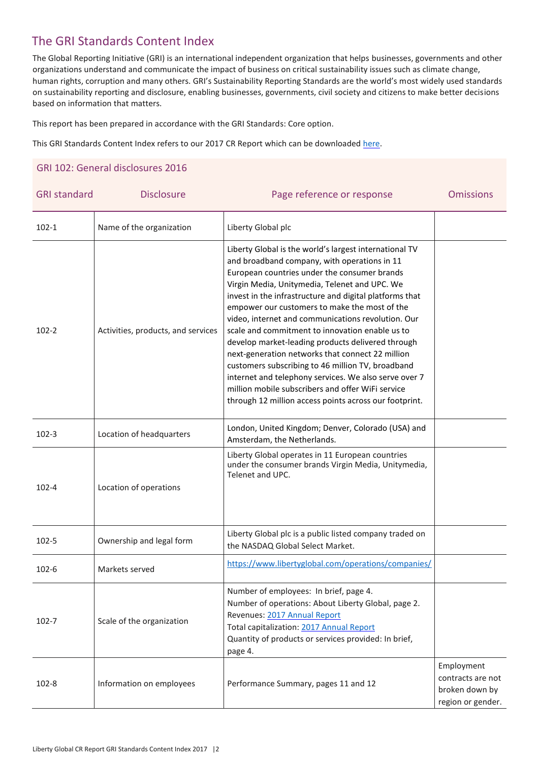## The GRI Standards Content Index

The Global Reporting Initiative (GRI) is an international independent organization that helps businesses, governments and other organizations understand and communicate the impact of business on critical sustainability issues such as climate change, human rights, corruption and many others. GRI's Sustainability Reporting Standards are the world's most widely used standards on sustainability reporting and disclosure, enabling businesses, governments, civil society and citizens to make better decisions based on information that matters.

This report has been prepared in accordance with the GRI Standards: Core option.

This GRI Standards Content Index refers to our 2017 CR Report which can be downloaded [here](here).

### GRI 102: General disclosures 2016

| GRI standard | Disclosure | Page reference or response | Omissions |
|---|---|---|---|
| 102-1 | Name of the organization | Liberty Global plc | |
| 102-2 | Activities, products, and services | Liberty Global is the world's largest international TV and broadband company, with operations in 11 European countries under the consumer brands Virgin Media, Unitymedia, Telenet and UPC. We invest in the infrastructure and digital platforms that empower our customers to make the most of the video, internet and communications revolution. Our scale and commitment to innovation enable us to develop market-leading products delivered through next-generation networks that connect 22 million customers subscribing to 46 million TV, broadband internet and telephony services. We also serve over 7 million mobile subscribers and offer WiFi service through 12 million access points across our footprint. | |
| 102-3 | Location of headquarters | London, United Kingdom; Denver, Colorado (USA) and Amsterdam, the Netherlands. | |
| 102-4 | Location of operations | Liberty Global operates in 11 European countries under the consumer brands Virgin Media, Unitymedia, Telenet and UPC. | |
| 102-5 | Ownership and legal form | Liberty Global plc is a public listed company traded on the NASDAQ Global Select Market. | |
| 102-6 | Markets served | https://www.libertyglobal.com/operations/companies/ | |
| 102-7 | Scale of the organization | Number of employees: In brief, page 4.<br>Number of operations: About Liberty Global, page 2.<br>Revenues: 2017 Annual Report<br>Total capitalization: 2017 Annual Report<br>Quantity of products or services provided: In brief, page 4. | |
| 102-8 | Information on employees | Performance Summary, pages 11 and 12 | Employment contracts are not broken down by region or gender. |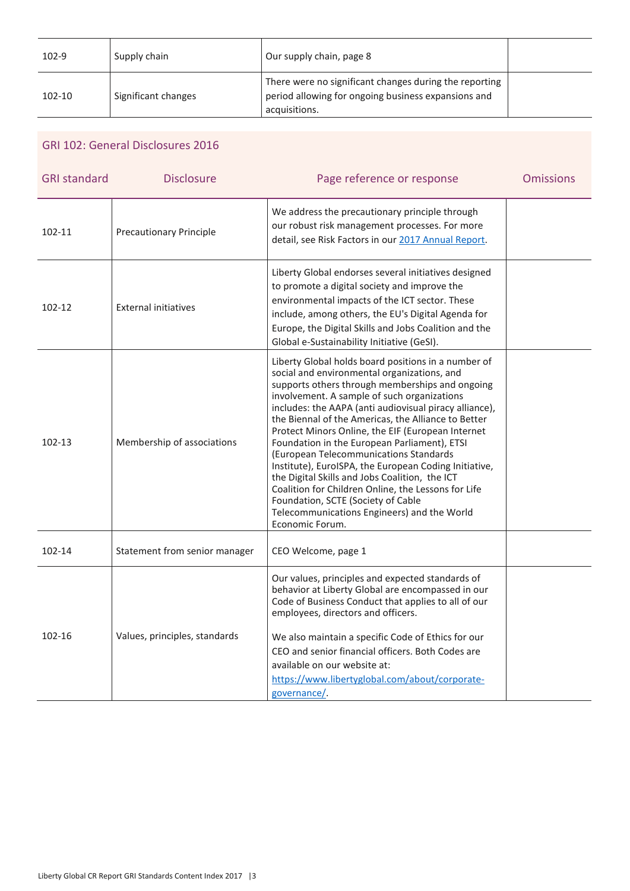| | | | |
|---|---|---|---|
| 102-9 | Supply chain | Our supply chain, page 8 | |
| 102-10 | Significant changes | There were no significant changes during the reporting period allowing for ongoing business expansions and acquisitions. | |

## GRI 102: General Disclosures 2016

| GRI standard | Disclosure | Page reference or response | Omissions |
|---|---|---|---|
| 102-11 | Precautionary Principle | We address the precautionary principle through our robust risk management processes. For more detail, see Risk Factors in our 2017 Annual Report. | |
| 102-12 | External initiatives | Liberty Global endorses several initiatives designed to promote a digital society and improve the environmental impacts of the ICT sector. These include, among others, the EU's Digital Agenda for Europe, the Digital Skills and Jobs Coalition and the Global e-Sustainability Initiative (GeSI). | |
| 102-13 | Membership of associations | Liberty Global holds board positions in a number of social and environmental organizations, and supports others through memberships and ongoing involvement. A sample of such organizations includes: the AAPA (anti audiovisual piracy alliance), the Biennal of the Americas, the Alliance to Better Protect Minors Online, the EIF (European Internet Foundation in the European Parliament), ETSI (European Telecommunications Standards Institute), EuroISPA, the European Coding Initiative, the Digital Skills and Jobs Coalition, the ICT Coalition for Children Online, the Lessons for Life Foundation, SCTE (Society of Cable Telecommunications Engineers) and the World Economic Forum. | |
| 102-14 | Statement from senior manager | CEO Welcome, page 1 | |
| 102-16 | Values, principles, standards | Our values, principles and expected standards of behavior at Liberty Global are encompassed in our Code of Business Conduct that applies to all of our employees, directors and officers.<br><br>We also maintain a specific Code of Ethics for our CEO and senior financial officers. Both Codes are available on our website at: https://www.libertyglobal.com/about/corporate-governance/. | |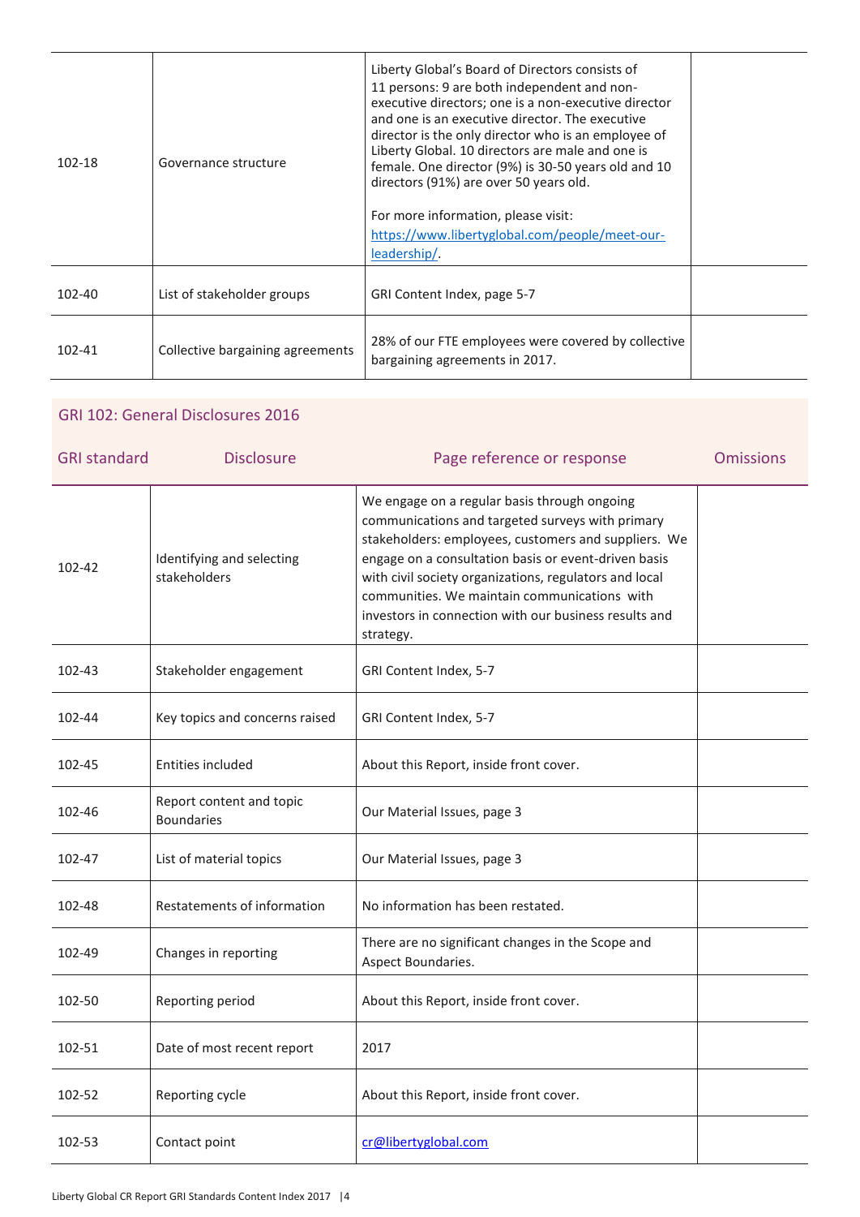| | | | |
|---|---|---|---|
| 102-18 | Governance structure | Liberty Global's Board of Directors consists of 11 persons: 9 are both independent and non-executive directors; one is a non-executive director and one is an executive director. The executive director is the only director who is an employee of Liberty Global. 10 directors are male and one is female. One director (9%) is 30-50 years old and 10 directors (91%) are over 50 years old.<br><br>For more information, please visit: [https://www.libertyglobal.com/people/meet-our-leadership/](https://www.libertyglobal.com/people/meet-our-leadership/). | |
| 102-40 | List of stakeholder groups | GRI Content Index, page 5-7 | |
| 102-41 | Collective bargaining agreements | 28% of our FTE employees were covered by collective bargaining agreements in 2017. | |

## GRI 102: General Disclosures 2016

| GRI standard | Disclosure | Page reference or response | Omissions |
|---|---|---|---|
| 102-42 | Identifying and selecting stakeholders | We engage on a regular basis through ongoing communications and targeted surveys with primary stakeholders: employees, customers and suppliers. We engage on a consultation basis or event-driven basis with civil society organizations, regulators and local communities. We maintain communications with investors in connection with our business results and strategy. | |
| 102-43 | Stakeholder engagement | GRI Content Index, 5-7 | |
| 102-44 | Key topics and concerns raised | GRI Content Index, 5-7 | |
| 102-45 | Entities included | About this Report, inside front cover. | |
| 102-46 | Report content and topic Boundaries | Our Material Issues, page 3 | |
| 102-47 | List of material topics | Our Material Issues, page 3 | |
| 102-48 | Restatements of information | No information has been restated. | |
| 102-49 | Changes in reporting | There are no significant changes in the Scope and Aspect Boundaries. | |
| 102-50 | Reporting period | About this Report, inside front cover. | |
| 102-51 | Date of most recent report | 2017 | |
| 102-52 | Reporting cycle | About this Report, inside front cover. | |
| 102-53 | Contact point | [cr@libertyglobal.com](mailto:cr@libertyglobal.com) | |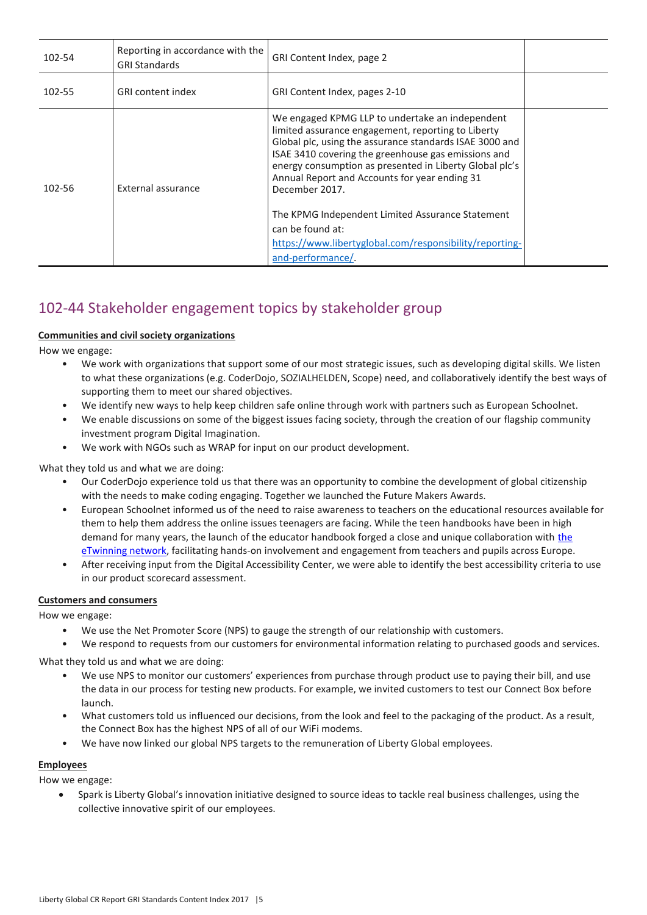| 102-54 | Reporting in accordance with the GRI Standards | GRI Content Index, page 2 | |
|---|---|---|---|
| 102-55 | GRI content index | GRI Content Index, pages 2-10 | |
| 102-56 | External assurance | We engaged KPMG LLP to undertake an independent limited assurance engagement, reporting to Liberty Global plc, using the assurance standards ISAE 3000 and ISAE 3410 covering the greenhouse gas emissions and energy consumption as presented in Liberty Global plc's Annual Report and Accounts for year ending 31 December 2017.<br><br>The KPMG Independent Limited Assurance Statement can be found at: https://www.libertyglobal.com/responsibility/reporting-and-performance/. | |

## 102-44 Stakeholder engagement topics by stakeholder group

**Communities and civil society organizations**

How we engage:

- We work with organizations that support some of our most strategic issues, such as developing digital skills. We listen to what these organizations (e.g. CoderDojo, SOZIALHELDEN, Scope) need, and collaboratively identify the best ways of supporting them to meet our shared objectives.
- We identify new ways to help keep children safe online through work with partners such as European Schoolnet.
- We enable discussions on some of the biggest issues facing society, through the creation of our flagship community investment program Digital Imagination.
- We work with NGOs such as WRAP for input on our product development.

What they told us and what we are doing:

- Our CoderDojo experience told us that there was an opportunity to combine the development of global citizenship with the needs to make coding engaging. Together we launched the Future Makers Awards.
- European Schoolnet informed us of the need to raise awareness to teachers on the educational resources available for them to help them address the online issues teenagers are facing. While the teen handbooks have been in high demand for many years, the launch of the educator handbook forged a close and unique collaboration with the eTwinning network, facilitating hands-on involvement and engagement from teachers and pupils across Europe.
- After receiving input from the Digital Accessibility Center, we were able to identify the best accessibility criteria to use in our product scorecard assessment.

**Customers and consumers**

How we engage:

- We use the Net Promoter Score (NPS) to gauge the strength of our relationship with customers.
- We respond to requests from our customers for environmental information relating to purchased goods and services.

What they told us and what we are doing:

- We use NPS to monitor our customers' experiences from purchase through product use to paying their bill, and use the data in our process for testing new products. For example, we invited customers to test our Connect Box before launch.
- What customers told us influenced our decisions, from the look and feel to the packaging of the product. As a result, the Connect Box has the highest NPS of all of our WiFi modems.
- We have now linked our global NPS targets to the remuneration of Liberty Global employees.

**Employees**

How we engage:

- Spark is Liberty Global's innovation initiative designed to source ideas to tackle real business challenges, using the collective innovative spirit of our employees.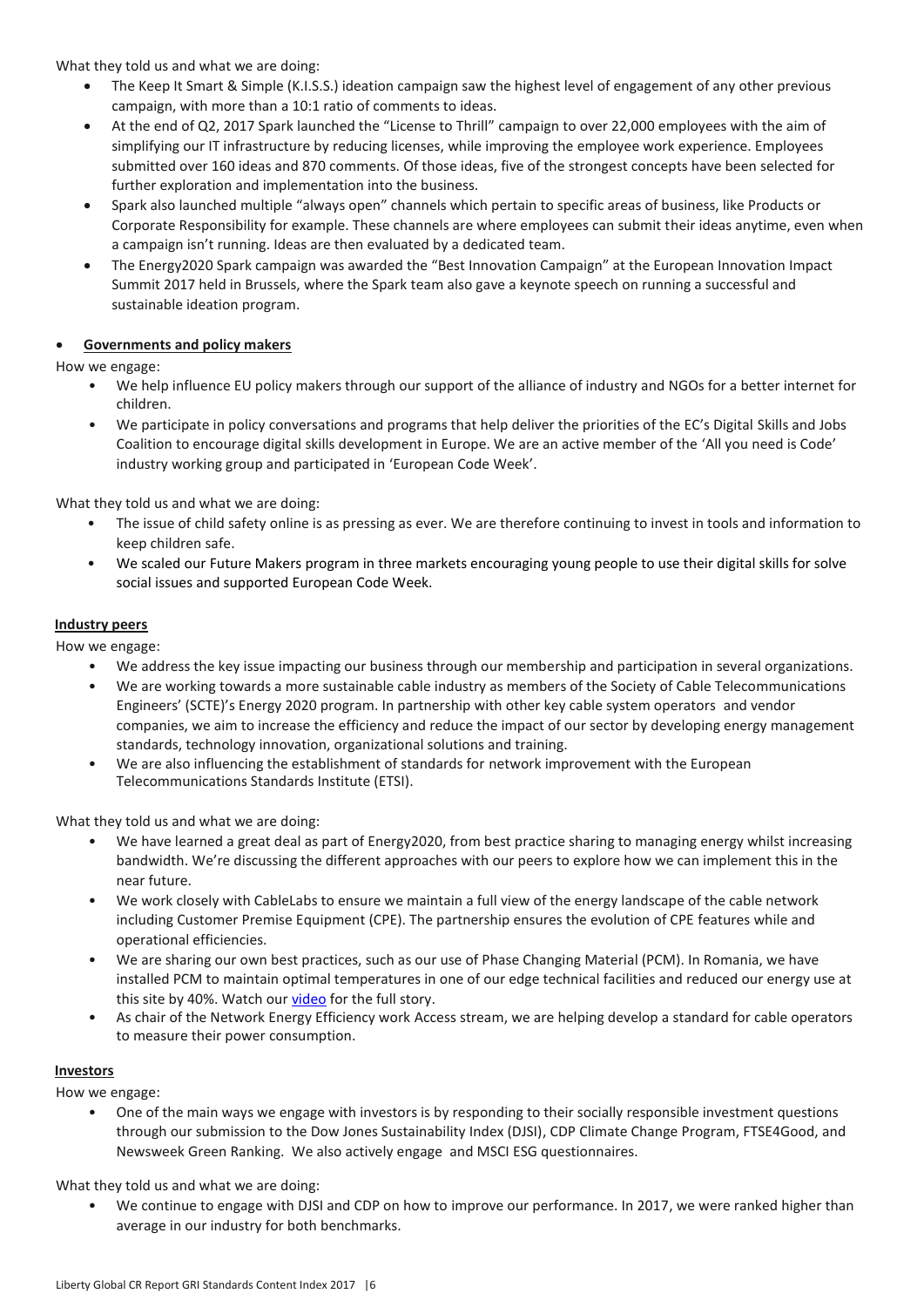What they told us and what we are doing:

- The Keep It Smart & Simple (K.I.S.S.) ideation campaign saw the highest level of engagement of any other previous campaign, with more than a 10:1 ratio of comments to ideas.
- At the end of Q2, 2017 Spark launched the "License to Thrill" campaign to over 22,000 employees with the aim of simplifying our IT infrastructure by reducing licenses, while improving the employee work experience. Employees submitted over 160 ideas and 870 comments. Of those ideas, five of the strongest concepts have been selected for further exploration and implementation into the business.
- Spark also launched multiple "always open" channels which pertain to specific areas of business, like Products or Corporate Responsibility for example. These channels are where employees can submit their ideas anytime, even when a campaign isn't running. Ideas are then evaluated by a dedicated team.
- The Energy2020 Spark campaign was awarded the "Best Innovation Campaign" at the European Innovation Impact Summit 2017 held in Brussels, where the Spark team also gave a keynote speech on running a successful and sustainable ideation program.

- **Governments and policy makers**

How we engage:

- We help influence EU policy makers through our support of the alliance of industry and NGOs for a better internet for children.
- We participate in policy conversations and programs that help deliver the priorities of the EC's Digital Skills and Jobs Coalition to encourage digital skills development in Europe. We are an active member of the 'All you need is Code' industry working group and participated in 'European Code Week'.

What they told us and what we are doing:

- The issue of child safety online is as pressing as ever. We are therefore continuing to invest in tools and information to keep children safe.
- We scaled our Future Makers program in three markets encouraging young people to use their digital skills for solve social issues and supported European Code Week.

**Industry peers**

How we engage:

- We address the key issue impacting our business through our membership and participation in several organizations.
- We are working towards a more sustainable cable industry as members of the Society of Cable Telecommunications Engineers' (SCTE)'s Energy 2020 program. In partnership with other key cable system operators and vendor companies, we aim to increase the efficiency and reduce the impact of our sector by developing energy management standards, technology innovation, organizational solutions and training.
- We are also influencing the establishment of standards for network improvement with the European Telecommunications Standards Institute (ETSI).

What they told us and what we are doing:

- We have learned a great deal as part of Energy2020, from best practice sharing to managing energy whilst increasing bandwidth. We're discussing the different approaches with our peers to explore how we can implement this in the near future.
- We work closely with CableLabs to ensure we maintain a full view of the energy landscape of the cable network including Customer Premise Equipment (CPE). The partnership ensures the evolution of CPE features while and operational efficiencies.
- We are sharing our own best practices, such as our use of Phase Changing Material (PCM). In Romania, we have installed PCM to maintain optimal temperatures in one of our edge technical facilities and reduced our energy use at this site by 40%. Watch our video for the full story.
- As chair of the Network Energy Efficiency work Access stream, we are helping develop a standard for cable operators to measure their power consumption.

**Investors**

How we engage:

- One of the main ways we engage with investors is by responding to their socially responsible investment questions through our submission to the Dow Jones Sustainability Index (DJSI), CDP Climate Change Program, FTSE4Good, and Newsweek Green Ranking. We also actively engage and MSCI ESG questionnaires.

What they told us and what we are doing:

- We continue to engage with DJSI and CDP on how to improve our performance. In 2017, we were ranked higher than average in our industry for both benchmarks.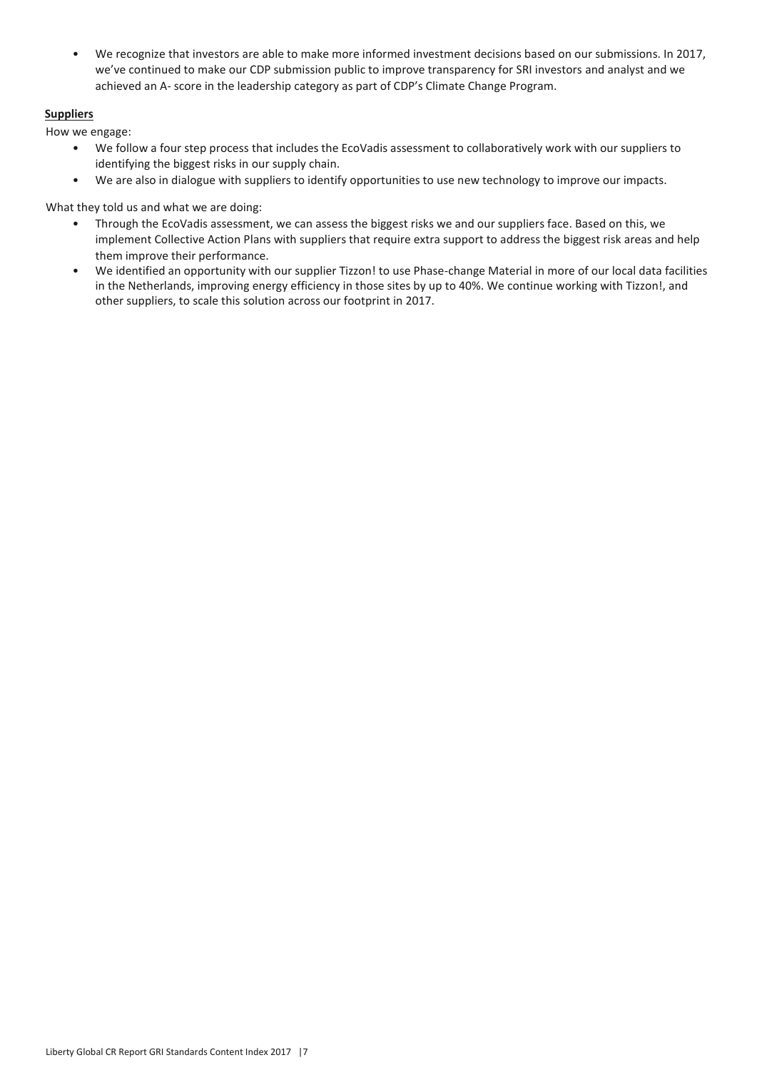- We recognize that investors are able to make more informed investment decisions based on our submissions. In 2017, we've continued to make our CDP submission public to improve transparency for SRI investors and analyst and we achieved an A- score in the leadership category as part of CDP's Climate Change Program.

**Suppliers**

How we engage:

- We follow a four step process that includes the EcoVadis assessment to collaboratively work with our suppliers to identifying the biggest risks in our supply chain.
- We are also in dialogue with suppliers to identify opportunities to use new technology to improve our impacts.

What they told us and what we are doing:

- Through the EcoVadis assessment, we can assess the biggest risks we and our suppliers face. Based on this, we implement Collective Action Plans with suppliers that require extra support to address the biggest risk areas and help them improve their performance.
- We identified an opportunity with our supplier Tizzon! to use Phase-change Material in more of our local data facilities in the Netherlands, improving energy efficiency in those sites by up to 40%. We continue working with Tizzon!, and other suppliers, to scale this solution across our footprint in 2017.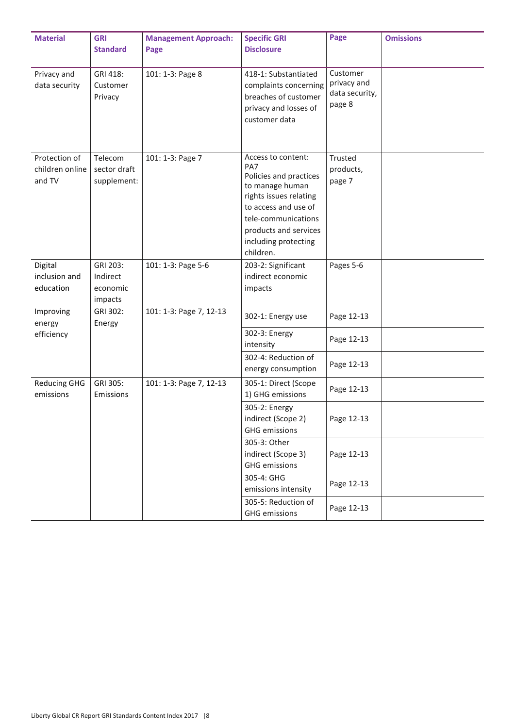| Material | GRI Standard | Management Approach: Page | Specific GRI Disclosure | Page | Omissions |
|---|---|---|---|---|---|
| Privacy and data security | GRI 418: Customer Privacy | 101: 1-3: Page 8 | 418-1: Substantiated complaints concerning breaches of customer privacy and losses of customer data | Customer privacy and data security, page 8 | |
| Protection of children online and TV | Telecom sector draft supplement: | 101: 1-3: Page 7 | Access to content: PA7 Policies and practices to manage human rights issues relating to access and use of tele-communications products and services including protecting children. | Trusted products, page 7 | |
| Digital inclusion and education | GRI 203: Indirect economic impacts | 101: 1-3: Page 5-6 | 203-2: Significant indirect economic impacts | Pages 5-6 | |
| Improving energy efficiency | GRI 302: Energy | 101: 1-3: Page 7, 12-13 | 302-1: Energy use | Page 12-13 | |
| | | | 302-3: Energy intensity | Page 12-13 | |
| | | | 302-4: Reduction of energy consumption | Page 12-13 | |
| Reducing GHG emissions | GRI 305: Emissions | 101: 1-3: Page 7, 12-13 | 305-1: Direct (Scope 1) GHG emissions | Page 12-13 | |
| | | | 305-2: Energy indirect (Scope 2) GHG emissions | Page 12-13 | |
| | | | 305-3: Other indirect (Scope 3) GHG emissions | Page 12-13 | |
| | | | 305-4: GHG emissions intensity | Page 12-13 | |
| | | | 305-5: Reduction of GHG emissions | Page 12-13 | |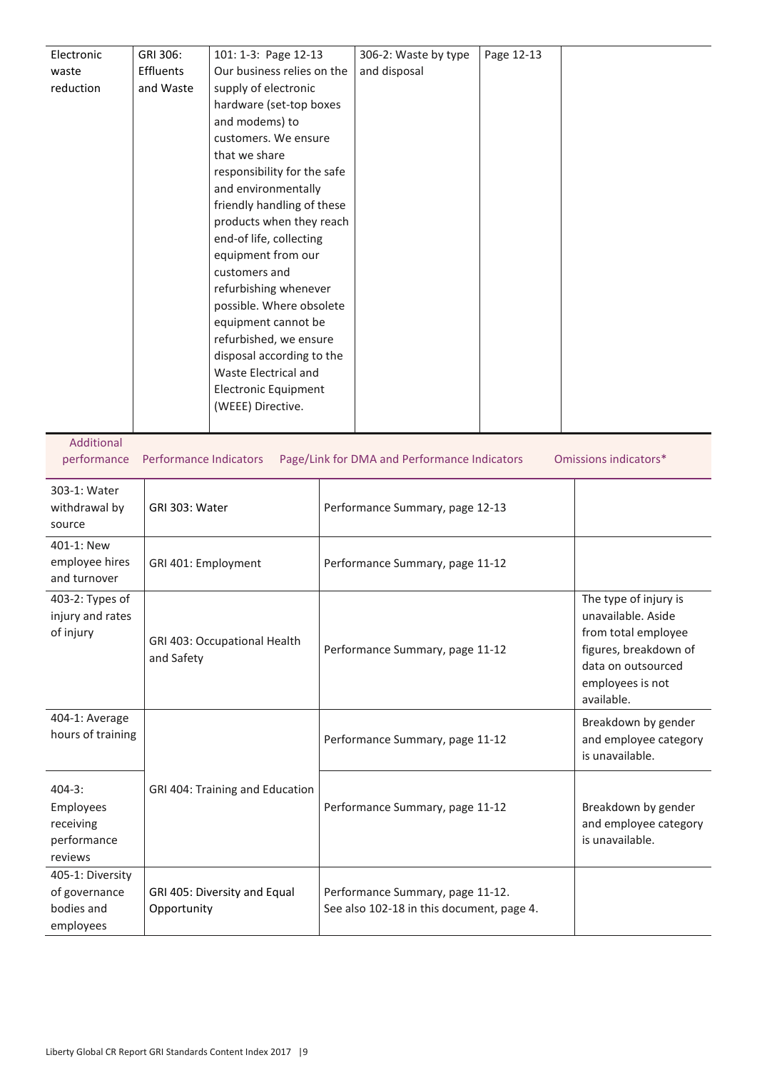| Electronic waste reduction | GRI 306: Effluents and Waste | 101: 1-3: Page 12-13 Our business relies on the supply of electronic hardware (set-top boxes and modems) to customers. We ensure that we share responsibility for the safe and environmentally friendly handling of these products when they reach end-of life, collecting equipment from our customers and refurbishing whenever possible. Where obsolete equipment cannot be refurbished, we ensure disposal according to the Waste Electrical and Electronic Equipment (WEEE) Directive. | 306-2: Waste by type and disposal | Page 12-13 | |
|---|---|---|---|---|---|

| Additional performance | Performance Indicators | Page/Link for DMA and Performance Indicators | Omissions indicators* |
|---|---|---|---|
| 303-1: Water withdrawal by source | GRI 303: Water | Performance Summary, page 12-13 | |
| 401-1: New employee hires and turnover | GRI 401: Employment | Performance Summary, page 11-12 | |
| 403-2: Types of injury and rates of injury | GRI 403: Occupational Health and Safety | Performance Summary, page 11-12 | The type of injury is unavailable. Aside from total employee figures, breakdown of data on outsourced employees is not available. |
| 404-1: Average hours of training | GRI 404: Training and Education | Performance Summary, page 11-12 | Breakdown by gender and employee category is unavailable. |
| 404-3: Employees receiving performance reviews | | Performance Summary, page 11-12 | Breakdown by gender and employee category is unavailable. |
| 405-1: Diversity of governance bodies and employees | GRI 405: Diversity and Equal Opportunity | Performance Summary, page 11-12. See also 102-18 in this document, page 4. | |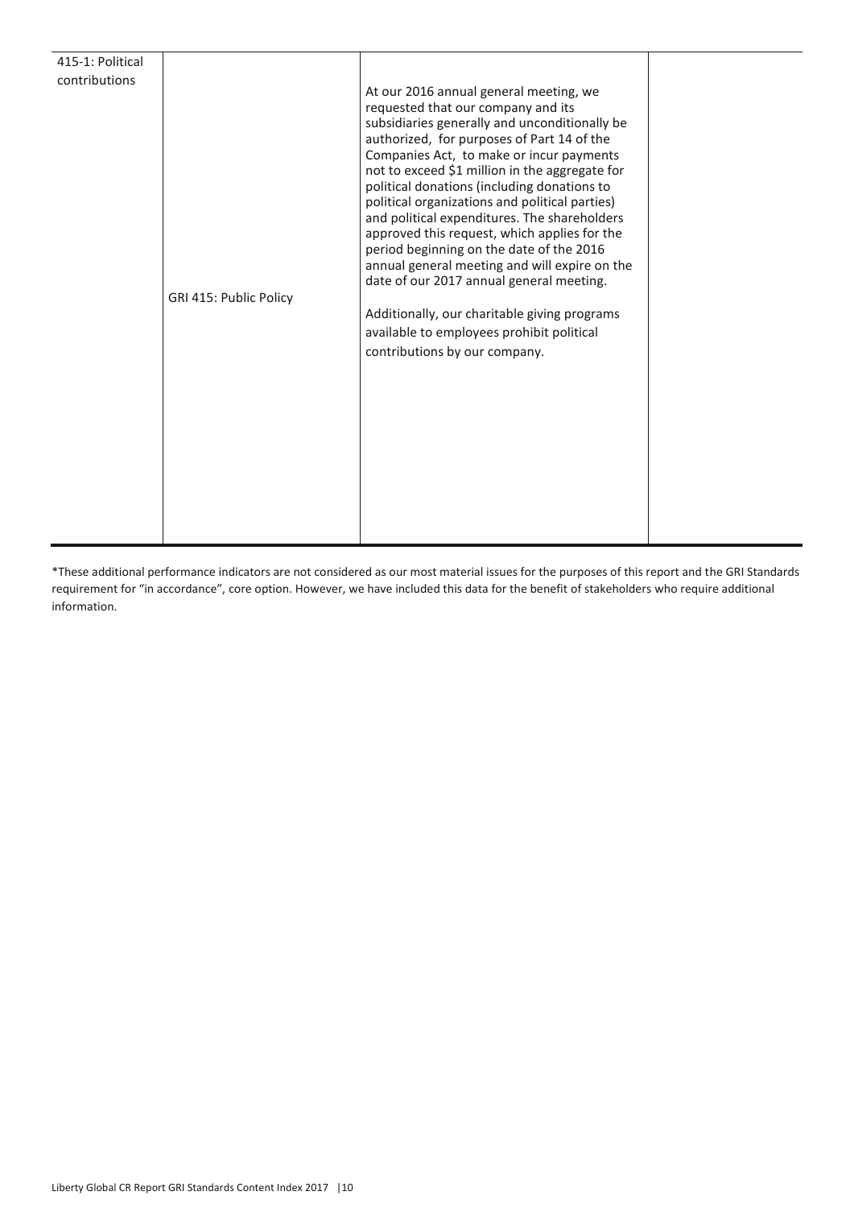| | | | |
|---|---|---|---|
| 415-1: Political contributions | GRI 415: Public Policy | At our 2016 annual general meeting, we requested that our company and its subsidiaries generally and unconditionally be authorized, for purposes of Part 14 of the Companies Act, to make or incur payments not to exceed $1 million in the aggregate for political donations (including donations to political organizations and political parties) and political expenditures. The shareholders approved this request, which applies for the period beginning on the date of the 2016 annual general meeting and will expire on the date of our 2017 annual general meeting.<br><br>Additionally, our charitable giving programs available to employees prohibit political contributions by our company. | |

*These additional performance indicators are not considered as our most material issues for the purposes of this report and the GRI Standards requirement for "in accordance", core option. However, we have included this data for the benefit of stakeholders who require additional information.